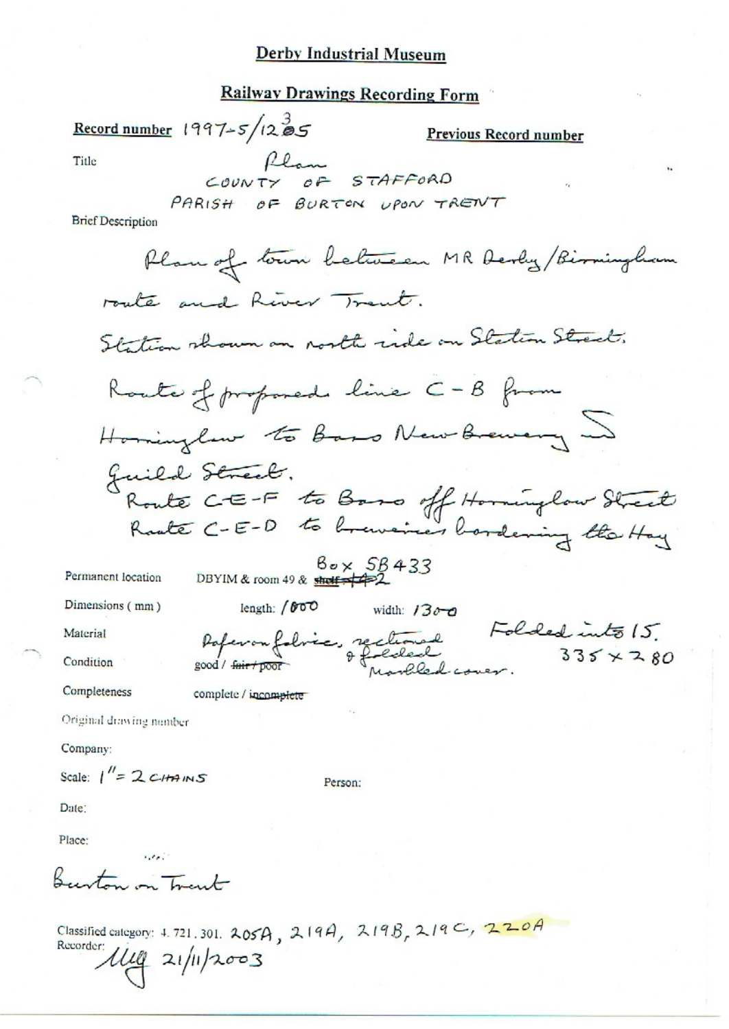**Derby Industrial Museum**

**Railway Drawings Recording Form**

**Record number** 1997-5/1235 **Previous Record number**

Title Plan
COUNTY OF STAFFORD
PARISH OF BURTON UPON TRENT

Brief Description

Plan of town between MR Derby/Birmingham route and River Trent.

Station shown on north side on Station Street.

Route of proposed line C-B from Horninglow to Bass New Brewery S Guild Street.

Route C-E-F to Bass off Horninglow Street

Route C-E-D to breweries bordering the Hay

Permanent location DBYIM & room 49 & ~~shelf 142~~ Box SB433

Dimensions (mm) length: 1000 width: 1300

Material Paper on fabric, sectioned & folded. Folded into 15. 335 × 280

Condition good / ~~fair / poor~~ Marbled cover.

Completeness complete / ~~incomplete~~

Original drawing number

Company:

Scale: 1" = 2 CHAINS

Person:

Date:

Place:

Burton on Trent

Classified category: 4.721.301. 205A, 219A, 219B, 219C, 220A

Recorder: MG 21/11/2003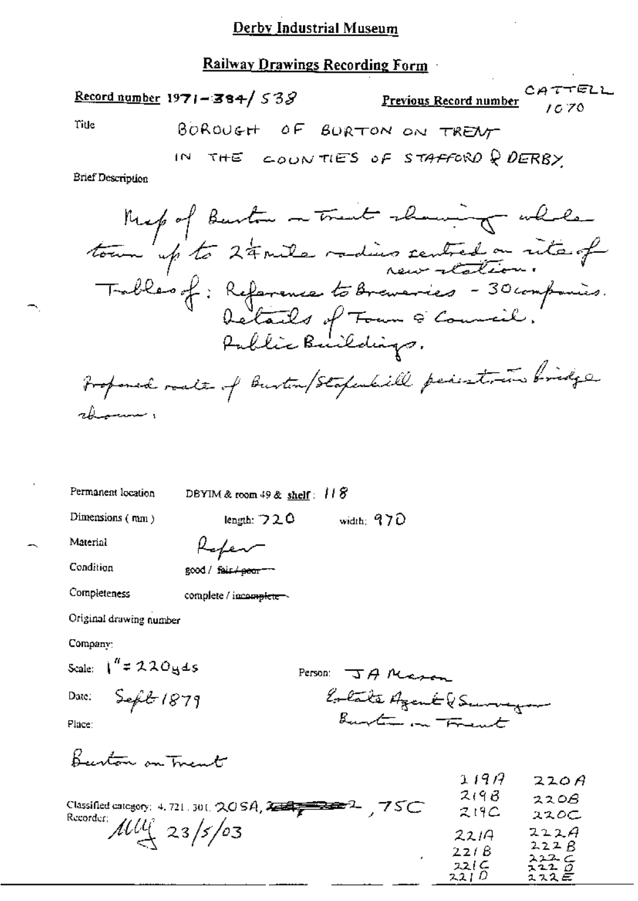Derby Industrial Museum

Railway Drawings Recording Form

**Record number** 1971-384/538 **Previous Record number** CATTELL 1070

Title BOROUGH OF BURTON ON TRENT IN THE COUNTIES OF STAFFORD & DERBY

Brief Description

Map of Burton on Trent showing whole town up to 2¼ mile radius centred on site of new station.
Tables of: Reference to Breweries - 30 companies.
Details of Town & Council.
Public Buildings.

Proposed route of Burton/Stapenhill pedestrian bridge shown.

Permanent location DBYIM & room 49 & shelf: 118

Dimensions (mm) length: 720 width: 970

Material Paper

Condition good / ~~fair / poor~~

Completeness complete / ~~incomplete~~

Original drawing number

Company:

Scale: 1" = 220yds

Person: J A Mason
Estate Agent & Surveyor
Burton on Trent

Date: Sept 1879

Place:

Burton on Trent

Classified category: 4. 721. 301. 205A, ~~[struck through]~~, 75C

Recorder: MW 23/5/03

219A 220A
219B 220B
219C 220C
221A 222A
221B 222B
221C 222C
221D 222D
222E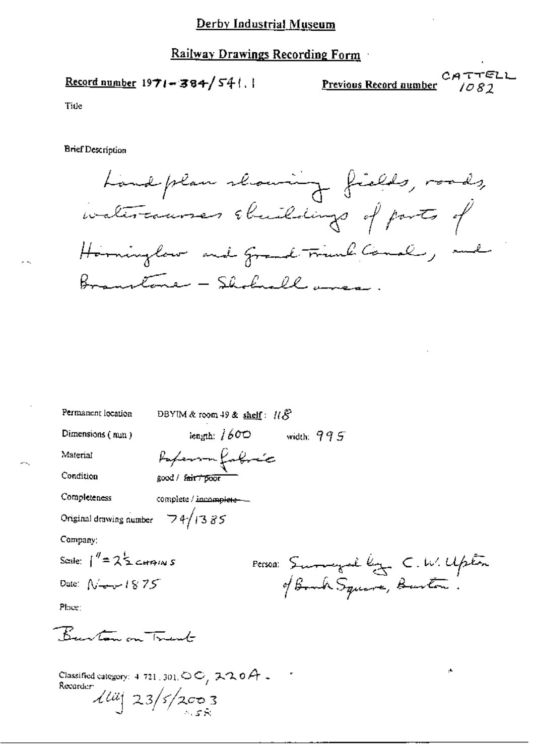# Derby Industrial Museum

## Railway Drawings Recording Form

**Record number** 1971-384/541.1 **Previous Record number** CATTELL 1082

Title

Brief Description

Land plan showing fields, roads, watercourses & buildings of parts of Horninglow and Grand Trunk Canal, and Branstone - Shobnall area.

Permanent location DBYIM & room 49 & shelf: 118

Dimensions (mm) length: 1600 width: 995

Material Paper on fabric

Condition good / ~~fair / poor~~

Completeness complete / ~~incomplete~~

Original drawing number 74/1385

Company:

Scale: 1" = 2½ CHAINS

Person: Surveyed by C. W. Upton of Bank Square, Burton.

Date: Nov 1875

Place:

Burton on Trent

Classified category: 4.721.301.OC, 220A.

Recorder: lliij 23/5/2003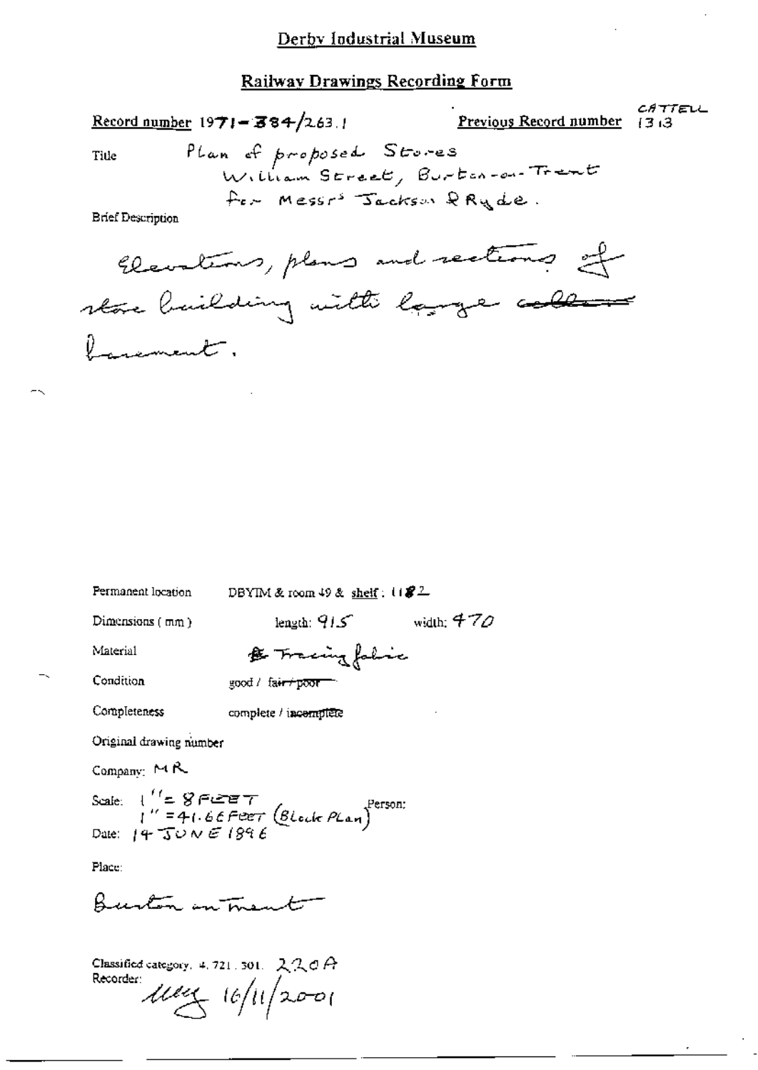## Derby Industrial Museum

### Railway Drawings Recording Form

Record number 1971-384/263.1

Previous Record number CATTELL 1313

Title: Plan of proposed Stores William Street, Burton-on-Trent for Messrs Jackson & Ryde.

Brief Description

Elevations, plans and sections of store building with large cellar basement.

Permanent location: DBYIM & room 49 & shelf: 1182

Dimensions (mm): length: 915 width: 470

Material: Tracing fabric

Condition: good / ~~fair / poor~~

Completeness: complete / ~~incomplete~~

Original drawing number

Company: MR

Scale: 1" = 8 FEET
1" = 41.66 FEET (Block Plan)

Person:

Date: 14 JUNE 1896

Place:

Burton on Trent

Classified category: 4.721.301. 220A

Recorder: [signature] 16/11/2001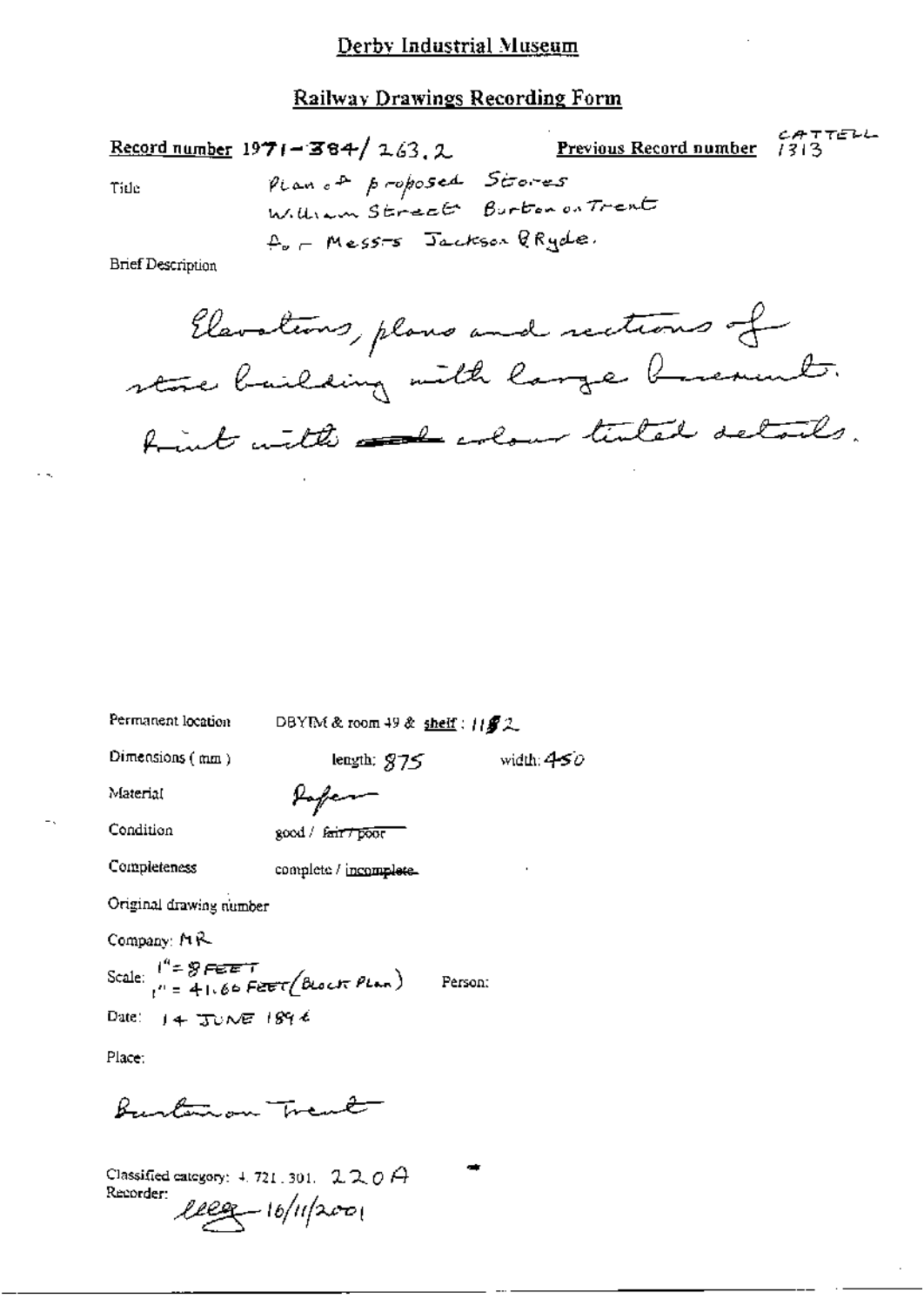# Derby Industrial Museum

## Railway Drawings Recording Form

**Record number** 1971-384/263.2 **Previous Record number** CATTELL 1313

Title: Plan of proposed Stores William Street Burton on Trent for Messrs Jackson & Ryde.

Brief Description

Elevations, plans and sections of store building with large basement. Print with ~~and~~ colour tinted details.

Permanent location: DBYIM & room 49 & shelf: 11/2

Dimensions (mm): length: 875 width: 450

Material: Paper

Condition: good / ~~fair / poor~~

Completeness: complete / ~~incomplete~~

Original drawing number

Company: MR

Scale: 1" = 8 FEET; 1" = 41.66 FEET (BLOCK PLAN) Person:

Date: 14 JUNE 1894

Place:

Burton on Trent

Classified category: 4.721.301. 220 A

Recorder: llcg 16/11/2001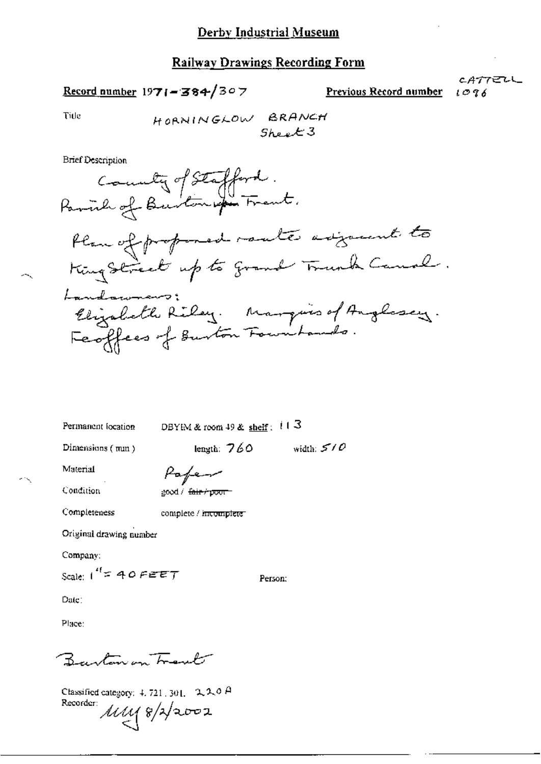# Derby Industrial Museum

## Railway Drawings Recording Form

**Record number** 1971-384/307

**Previous Record number** CATTELL 1096

Title

HORNINGLOW BRANCH
Sheet 3

Brief Description

County of Stafford.
Parish of Burton upon Trent.

Plan of proposed route adjacent to King Street up to Grand Trunk Canal.

Landowners:
Elizabeth Riley. Marquis of Anglesey.
Feoffees of Burton Townlands.

Permanent location DBYIM & room 49 & **shelf**: 113

Dimensions (mm) length: 760 width: 510

Material Paper

Condition good / ~~fair / poor~~

Completeness complete / ~~incomplete~~

Original drawing number

Company:

Scale: 1" = 40 FEET

Person:

Date:

Place:

Burton on Trent

Classified category: 4.721.301. 220A

Recorder: MM 8/2/2002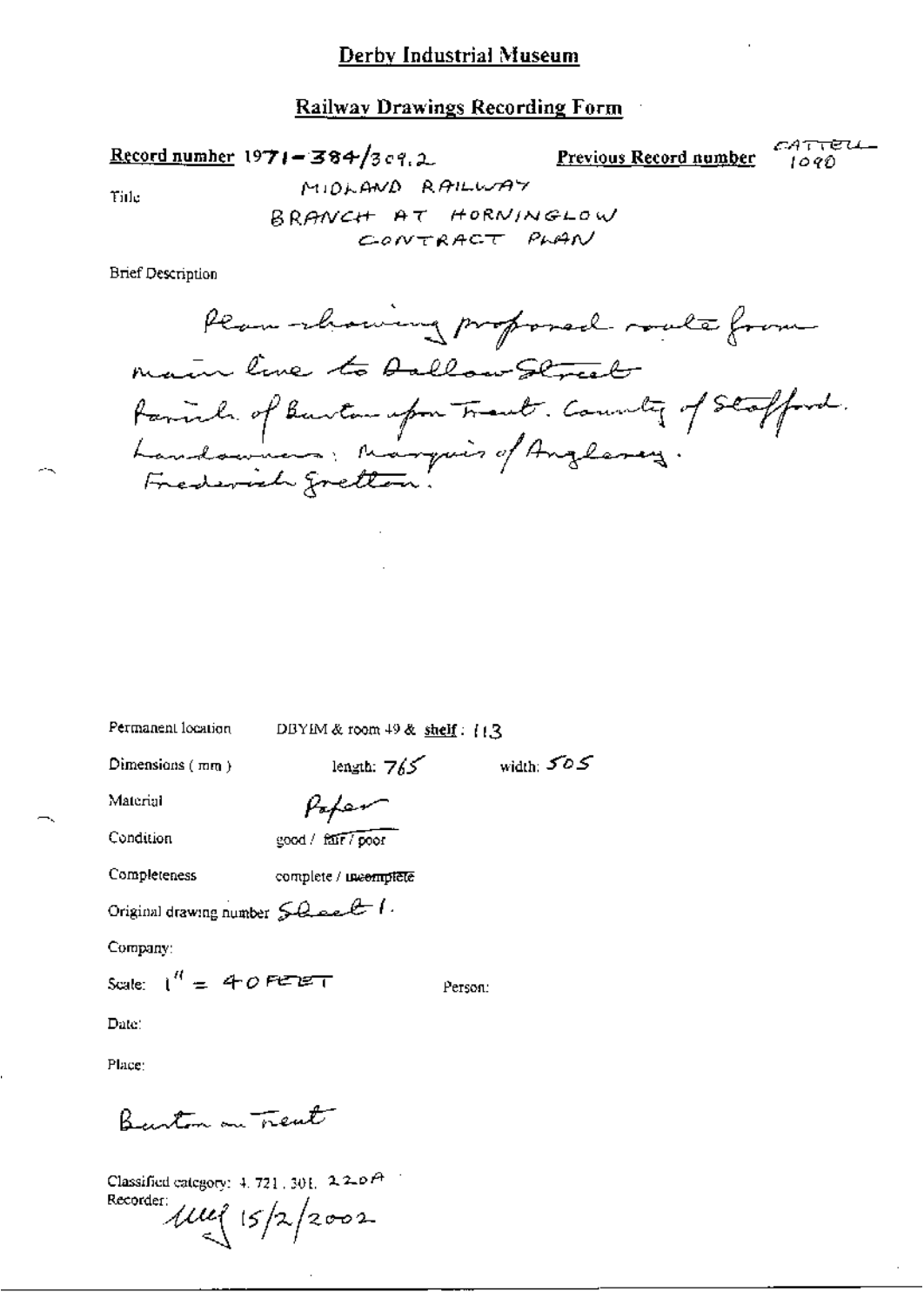# Derby Industrial Museum

## Railway Drawings Recording Form

**Record number** 1971-384/309.2 **Previous Record number** CATTELL 1090

Title: MIDLAND RAILWAY
BRANCH AT HORNINGLOW
CONTRACT PLAN

Brief Description

Plan showing proposed route from main line to Dallow Street
Parish of Burton upon Trent. County of Stafford.
Landowners: Marquis of Anglesey.
Frederick Gretton.

Permanent location: DBYIM & room 49 & **shelf**: 113

Dimensions (mm): length: 765 width: 505

Material: Paper

Condition: good / ~~fair~~ / poor

Completeness: complete / ~~incomplete~~

Original drawing number: Sheet 1.

Company:

Scale: 1" = 40 FEET

Person:

Date:

Place:

Burton on Trent

Classified category: 4. 721. 301. 220A

Recorder: 15/2/2002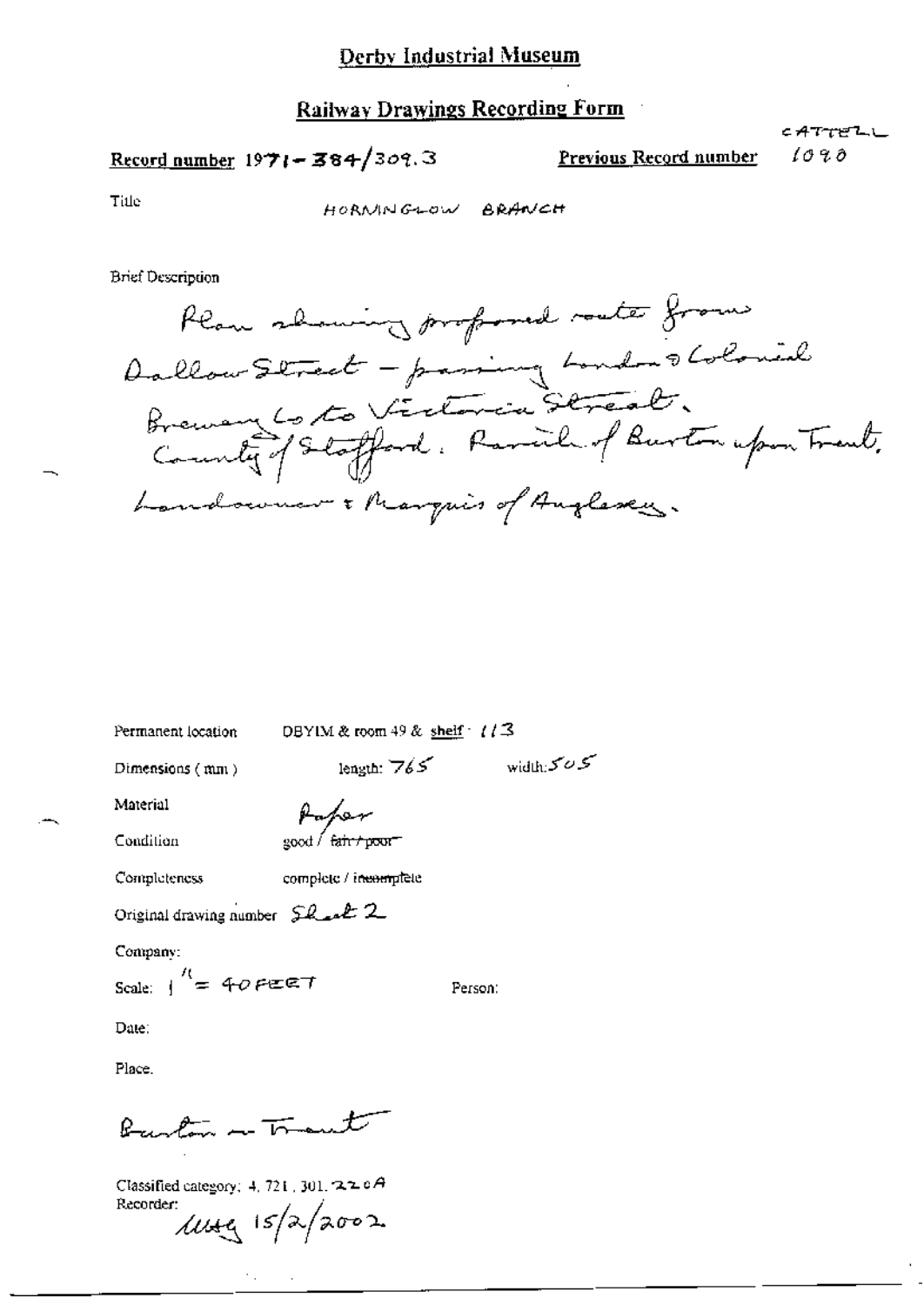# Derby Industrial Museum

## Railway Drawings Recording Form

CATTELL

Record number 1971-384/309.3 | Previous Record number 1090

Title HORNINGLOW BRANCH

Brief Description

Plan showing proposed route from Dallow Street - passing London & Colonial Brewery Co to Victoria Street. County of Stafford. Parish of Burton upon Trent. Landowner: Marquis of Anglesey.

Permanent location DBYIM & room 49 & shelf : 113

Dimensions (mm) length: 765 width: 505

Material Paper

Condition good / ~~fair / poor~~

Completeness complete / ~~incomplete~~

Original drawing number Sheet 2

Company:

Scale: 1" = 40 FEET

Person:

Date:

Place.

Burton on Trent

Classified category: 4. 721. 301. 220A

Recorder: MMG 15/2/2002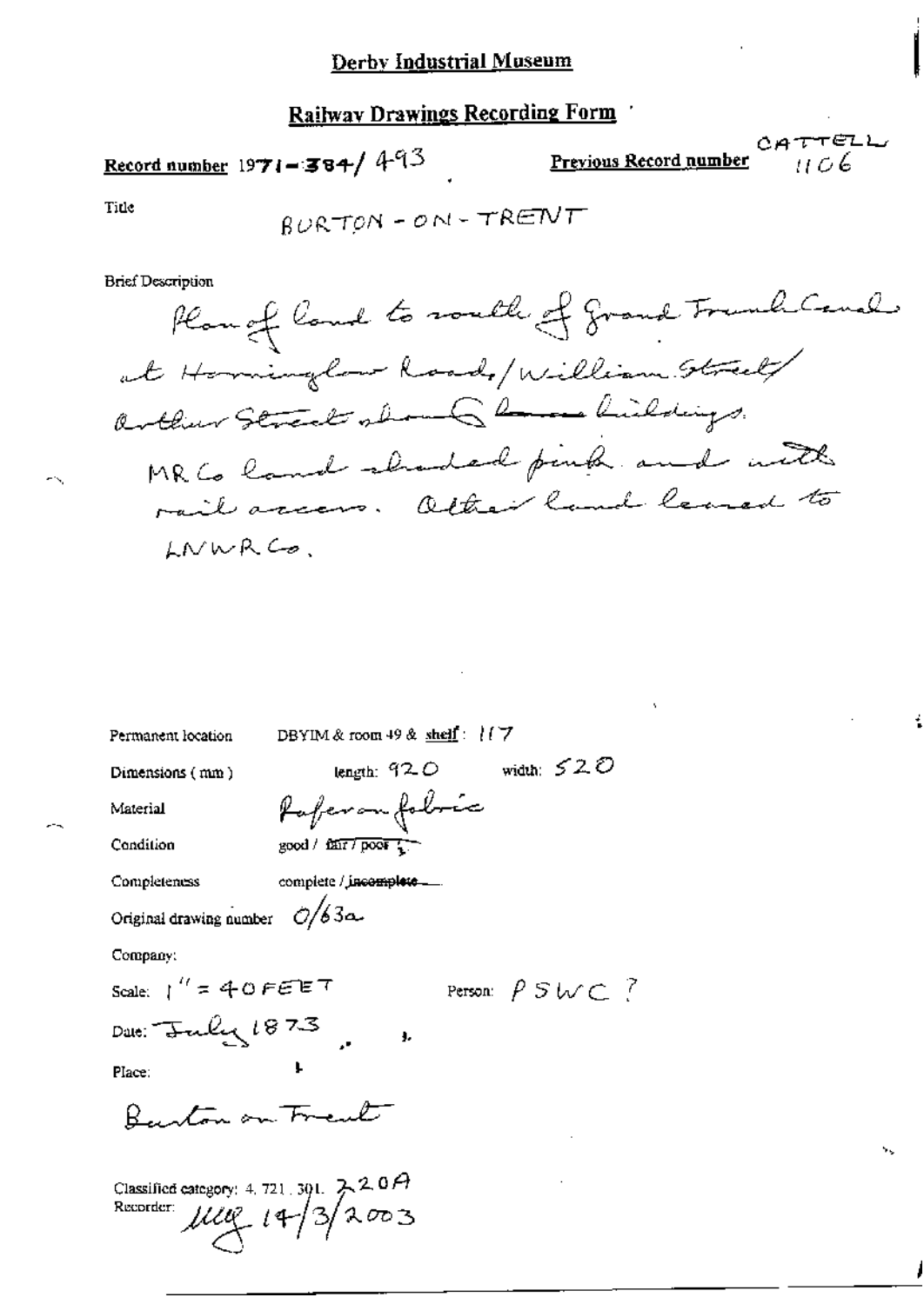Derby Industrial Museum

## Railway Drawings Recording Form

**Record number** 1971-384/493 **Previous Record number** CATTELL 1106

Title BURTON-ON-TRENT

Brief Description

Plan of land to south of Grand Trunk Canal at Horninglow Road/William Street/Arthur Street showing buildings. MR Co land shaded pink and with rail access. Other land leased to LNWR Co.

Permanent location DBYIM & room 49 & shelf: 117

Dimensions (mm) length: 920 width: 520

Material Paper on fabric

Condition good / ~~fair / poor~~

Completeness complete / ~~incomplete~~

Original drawing number O/63a

Company:

Scale: 1" = 40 FEET Person: PSWC ?

Date: July 1873

Place:

Burton on Trent

Classified category: 4, 721, 301. 220A

Recorder: MG 14/3/2003